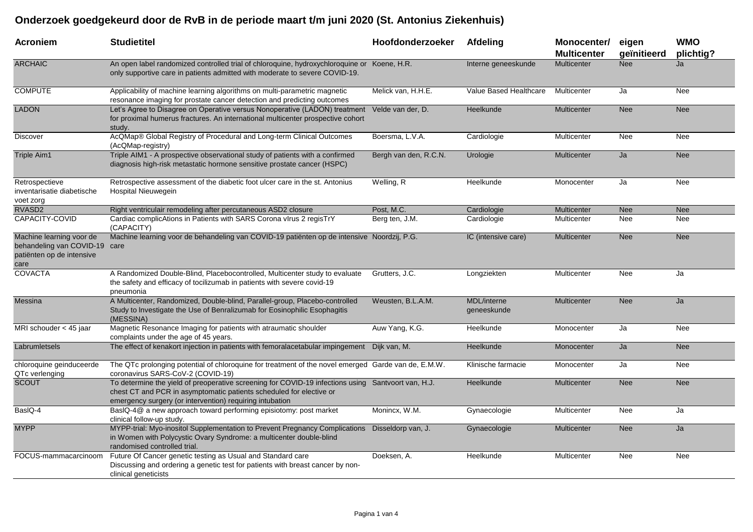# Onderzoek goedgekeurd door de RvB in de periode maart t/m juni 2020 (St. Antonius Ziekenhuis)

| Acroniem | Studietitel | Hoofdonderzoeker | Afdeling | Monocenter/ Multicenter | eigen geïnitieerd | WMO plichtig? |
|---|---|---|---|---|---|---|
| ARCHAIC | An open label randomized controlled trial of chloroquine, hydroxychloroquine or only supportive care in patients admitted with moderate to severe COVID-19. | Koene, H.R. | Interne geneeskunde | Multicenter | Nee | Ja |
| COMPUTE | Applicability of machine learning algorithms on multi-parametric magnetic resonance imaging for prostate cancer detection and predicting outcomes | Melick van, H.H.E. | Value Based Healthcare | Multicenter | Ja | Nee |
| LADON | Let's Agree to Disagree on Operative versus Nonoperative (LADON) treatment for proximal humerus fractures. An international multicenter prospective cohort study. | Velde van der, D. | Heelkunde | Multicenter | Nee | Nee |
| Discover | AcQMap® Global Registry of Procedural and Long-term Clinical Outcomes (AcQMap-registry) | Boersma, L.V.A. | Cardiologie | Multicenter | Nee | Nee |
| Triple Aim1 | Triple AIM1 - A prospective observational study of patients with a confirmed diagnosis high-risk metastatic hormone sensitive prostate cancer (HSPC) | Bergh van den, R.C.N. | Urologie | Multicenter | Ja | Nee |
| Retrospectieve inventarisatie diabetische voet zorg | Retrospective assessment of the diabetic foot ulcer care in the st. Antonius Hospital Nieuwegein | Welling, R | Heelkunde | Monocenter | Ja | Nee |
| RVASD2 | Right ventriculair remodeling after percutaneous ASD2 closure | Post, M.C. | Cardiologie | Multicenter | Nee | Nee |
| CAPACITY-COVID | Cardiac complicAtions in Patients with SARS Corona vIrus 2 regisTrY (CAPACITY) | Berg ten, J.M. | Cardiologie | Multicenter | Nee | Nee |
| Machine learning voor de behandeling van COVID-19 patiënten op de intensive care | Machine learning voor de behandeling van COVID-19 patiënten op de intensive care | Noordzij, P.G. | IC (intensive care) | Multicenter | Nee | Nee |
| COVACTA | A Randomized Double-Blind, Placebocontrolled, Multicenter study to evaluate the safety and efficacy of tocilizumab in patients with severe covid-19 pneumonia | Grutters, J.C. | Longziekten | Multicenter | Nee | Ja |
| Messina | A Multicenter, Randomized, Double-blind, Parallel-group, Placebo-controlled Study to Investigate the Use of Benralizumab for Eosinophilic Esophagitis (MESSINA) | Weusten, B.L.A.M. | MDL/interne geneeskunde | Multicenter | Nee | Ja |
| MRI schouder < 45 jaar | Magnetic Resonance Imaging for patients with atraumatic shoulder complaints under the age of 45 years. | Auw Yang, K.G. | Heelkunde | Monocenter | Ja | Nee |
| Labrumletsels | The effect of kenakort injection in patients with femoralacetabular impingement | Dijk van, M. | Heelkunde | Monocenter | Ja | Nee |
| chloroquine geinduceerde QTc verlenging | The QTc prolonging potential of chloroquine for treatment of the novel emerged coronavirus SARS-CoV-2 (COVID-19) | Garde van de, E.M.W. | Klinische farmacie | Monocenter | Ja | Nee |
| SCOUT | To determine the yield of preoperative screening for COVID-19 infections using chest CT and PCR in asymptomatic patients scheduled for elective or emergency surgery (or intervention) requiring intubation | Santvoort van, H.J. | Heelkunde | Multicenter | Nee | Nee |
| BaslQ-4 | BaslQ-4@ a new approach toward performing episiotomy: post market clinical follow-up study. | Monincx, W.M. | Gynaecologie | Multicenter | Nee | Ja |
| MYPP | MYPP-trial: Myo-inositol Supplementation to Prevent Pregnancy Complications in Women with Polycystic Ovary Syndrome: a multicenter double-blind randomised controlled trial. | Disseldorp van, J. | Gynaecologie | Multicenter | Nee | Ja |
| FOCUS-mammacarcinoom | Future Of Cancer genetic testing as Usual and Standard care Discussing and ordering a genetic test for patients with breast cancer by non-clinical geneticists | Doeksen, A. | Heelkunde | Multicenter | Nee | Nee |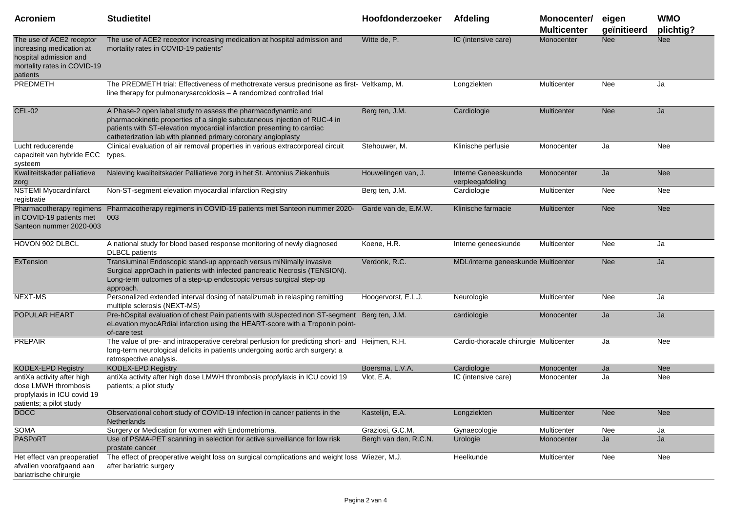| Acroniem | Studietitel | Hoofdonderzoeker | Afdeling | Monocenter/ Multicenter | eigen geïnitieerd | WMO plichtig? |
|---|---|---|---|---|---|---|
| The use of ACE2 receptor increasing medication at hospital admission and mortality rates in COVID-19 patients | The use of ACE2 receptor increasing medication at hospital admission and mortality rates in COVID-19 patients" | Witte de, P. | IC (intensive care) | Monocenter | Nee | Nee |
| PREDMETH | The PREDMETH trial: Effectiveness of methotrexate versus prednisone as first-line therapy for pulmonarysarcoidosis – A randomized controlled trial | Veltkamp, M. | Longziekten | Multicenter | Nee | Ja |
| CEL-02 | A Phase-2 open label study to assess the pharmacodynamic and pharmacokinetic properties of a single subcutaneous injection of RUC-4 in patients with ST-elevation myocardial infarction presenting to cardiac catheterization lab with planned primary coronary angioplasty | Berg ten, J.M. | Cardiologie | Multicenter | Nee | Ja |
| Lucht reducerende capaciteit van hybride ECC systeem | Clinical evaluation of air removal properties in various extracorporeal circuit types. | Stehouwer, M. | Klinische perfusie | Monocenter | Ja | Nee |
| Kwaliteitskader palliatieve zorg | Naleving kwaliteitskader Palliatieve zorg in het St. Antonius Ziekenhuis | Houwelingen van, J. | Interne Geneeskunde verpleegafdeling | Monocenter | Ja | Nee |
| NSTEMI Myocardinfarct registratie | Non-ST-segment elevation myocardial infarction Registry | Berg ten, J.M. | Cardiologie | Multicenter | Nee | Nee |
| Pharmacotherapy regimens in COVID-19 patients met Santeon nummer 2020-003 | Pharmacotherapy regimens in COVID-19 patients met Santeon nummer 2020-003 | Garde van de, E.M.W. | Klinische farmacie | Multicenter | Nee | Nee |
| HOVON 902 DLBCL | A national study for blood based response monitoring of newly diagnosed DLBCL patients | Koene, H.R. | Interne geneeskunde | Multicenter | Nee | Ja |
| ExTension | Transluminal Endoscopic stand-up approach versus miNimally invasive Surgical apprOach in patients with infected pancreatic Necrosis (TENSION). Long-term outcomes of a step-up endoscopic versus surgical step-op approach. | Verdonk, R.C. | MDL/interne geneeskunde | Multicenter | Nee | Ja |
| NEXT-MS | Personalized extended interval dosing of natalizumab in relasping remitting multiple sclerosis (NEXT-MS) | Hoogervorst, E.L.J. | Neurologie | Multicenter | Nee | Ja |
| POPULAR HEART | Pre-hOspital evaluation of chest Pain patients with sUspected non ST-segment eLevation myocARdial infarction using the HEART-score with a Troponin point-of-care test | Berg ten, J.M. | cardiologie | Monocenter | Ja | Ja |
| PREPAIR | The value of pre- and intraoperative cerebral perfusion for predicting short- and long-term neurological deficits in patients undergoing aortic arch surgery: a retrospective analysis. | Heijmen, R.H. | Cardio-thoracale chirurgie | Multicenter | Ja | Nee |
| KODEX-EPD Registry | KODEX-EPD Registry | Boersma, L.V.A. | Cardiologie | Monocenter | Ja | Nee |
| antiXa activity after high dose LMWH thrombosis propfylaxis in ICU covid 19 patients; a pilot study | antiXa activity after high dose LMWH thrombosis propfylaxis in ICU covid 19 patients; a pilot study | Vlot, E.A. | IC (intensive care) | Monocenter | Ja | Nee |
| DOCC | Observational cohort study of COVID-19 infection in cancer patients in the Netherlands | Kastelijn, E.A. | Longziekten | Multicenter | Nee | Nee |
| SOMA | Surgery or Medication for women with Endometrioma. | Graziosi, G.C.M. | Gynaecologie | Multicenter | Nee | Ja |
| PASPoRT | Use of PSMA-PET scanning in selection for active surveillance for low risk prostate cancer | Bergh van den, R.C.N. | Urologie | Monocenter | Ja | Ja |
| Het effect van preoperatief afvallen voorafgaand aan bariatrische chirurgie | The effect of preoperative weight loss on surgical complications and weight loss after bariatric surgery | Wiezer, M.J. | Heelkunde | Multicenter | Nee | Nee |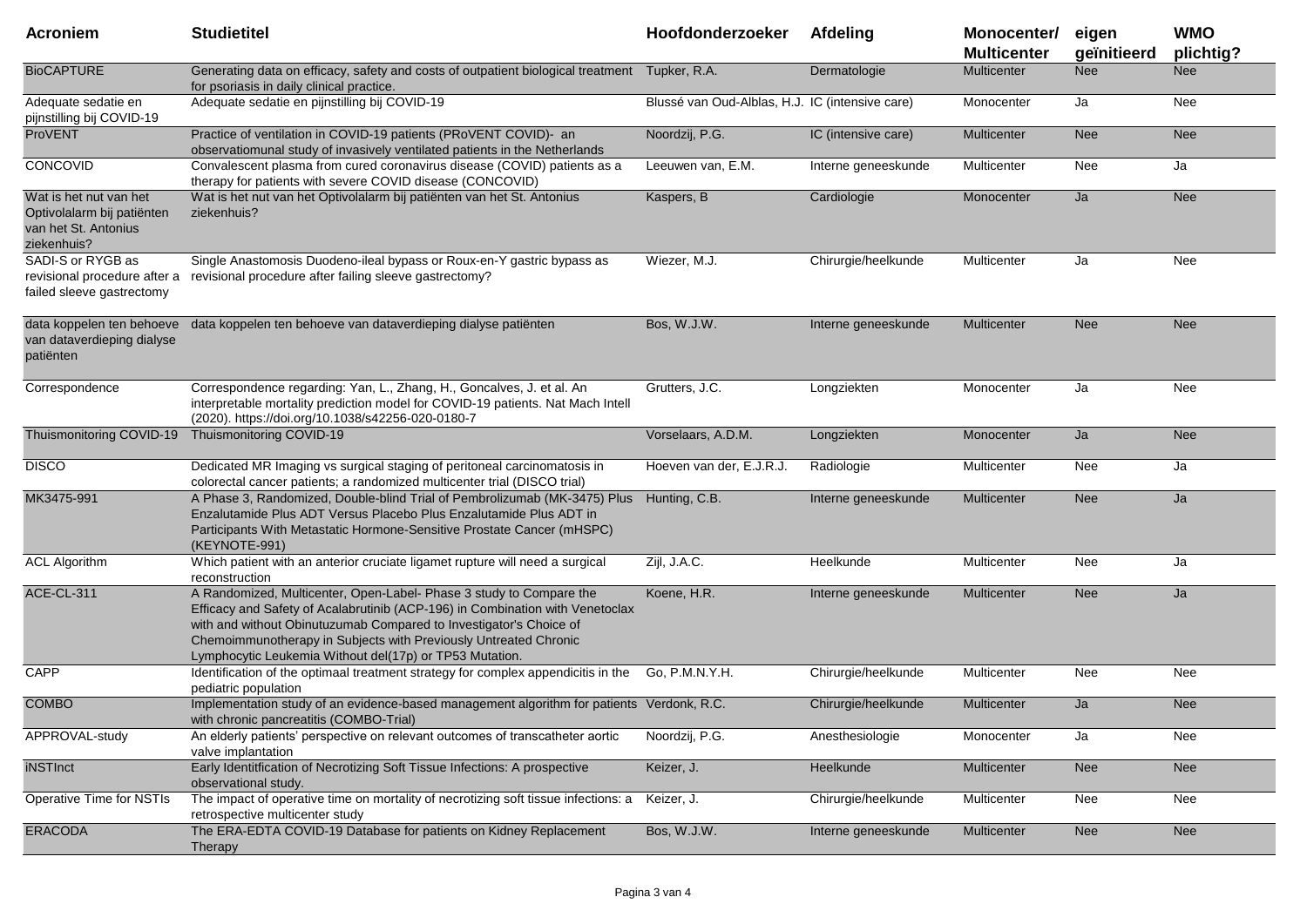| Acroniem | Studietitel | Hoofdonderzoeker | Afdeling | Monocenter/ Multicenter | eigen geïnitieerd | WMO plichtig? |
|---|---|---|---|---|---|---|
| BioCAPTURE | Generating data on efficacy, safety and costs of outpatient biological treatment for psoriasis in daily clinical practice. | Tupker, R.A. | Dermatologie | Multicenter | Nee | Nee |
| Adequate sedatie en pijnstilling bij COVID-19 | Adequate sedatie en pijnstilling bij COVID-19 | Blussé van Oud-Alblas, H.J. | IC (intensive care) | Monocenter | Ja | Nee |
| ProVENT | Practice of ventilation in COVID-19 patients (PRoVENT COVID)- an observatiomunal study of invasively ventilated patients in the Netherlands | Noordzij, P.G. | IC (intensive care) | Multicenter | Nee | Nee |
| CONCOVID | Convalescent plasma from cured coronavirus disease (COVID) patients as a therapy for patients with severe COVID disease (CONCOVID) | Leeuwen van, E.M. | Interne geneeskunde | Multicenter | Nee | Ja |
| Wat is het nut van het Optivolalarm bij patiënten van het St. Antonius ziekenhuis? | Wat is het nut van het Optivolalarm bij patiënten van het St. Antonius ziekenhuis? | Kaspers, B | Cardiologie | Monocenter | Ja | Nee |
| SADI-S or RYGB as revisional procedure after a failed sleeve gastrectomy | Single Anastomosis Duodeno-ileal bypass or Roux-en-Y gastric bypass as revisional procedure after failing sleeve gastrectomy? | Wiezer, M.J. | Chirurgie/heelkunde | Multicenter | Ja | Nee |
| data koppelen ten behoeve van dataverdieping dialyse patiënten | data koppelen ten behoeve van dataverdieping dialyse patiënten | Bos, W.J.W. | Interne geneeskunde | Multicenter | Nee | Nee |
| Correspondence | Correspondence regarding: Yan, L., Zhang, H., Goncalves, J. et al. An interpretable mortality prediction model for COVID-19 patients. Nat Mach Intell (2020). https://doi.org/10.1038/s42256-020-0180-7 | Grutters, J.C. | Longziekten | Monocenter | Ja | Nee |
| Thuismonitoring COVID-19 | Thuismonitoring COVID-19 | Vorselaars, A.D.M. | Longziekten | Monocenter | Ja | Nee |
| DISCO | Dedicated MR Imaging vs surgical staging of peritoneal carcinomatosis in colorectal cancer patients; a randomized multicenter trial (DISCO trial) | Hoeven van der, E.J.R.J. | Radiologie | Multicenter | Nee | Ja |
| MK3475-991 | A Phase 3, Randomized, Double-blind Trial of Pembrolizumab (MK-3475) Plus Enzalutamide Plus ADT Versus Placebo Plus Enzalutamide Plus ADT in Participants With Metastatic Hormone-Sensitive Prostate Cancer (mHSPC) (KEYNOTE-991) | Hunting, C.B. | Interne geneeskunde | Multicenter | Nee | Ja |
| ACL Algorithm | Which patient with an anterior cruciate ligamet rupture will need a surgical reconstruction | Zijl, J.A.C. | Heelkunde | Multicenter | Nee | Ja |
| ACE-CL-311 | A Randomized, Multicenter, Open-Label- Phase 3 study to Compare the Efficacy and Safety of Acalabrutinib (ACP-196) in Combination with Venetoclax with and without Obinutuzumab Compared to Investigator's Choice of Chemoimmunotherapy in Subjects with Previously Untreated Chronic Lymphocytic Leukemia Without del(17p) or TP53 Mutation. | Koene, H.R. | Interne geneeskunde | Multicenter | Nee | Ja |
| CAPP | Identification of the optimaal treatment strategy for complex appendicitis in the pediatric population | Go, P.M.N.Y.H. | Chirurgie/heelkunde | Multicenter | Nee | Nee |
| COMBO | Implementation study of an evidence-based management algorithm for patients with chronic pancreatitis (COMBO-Trial) | Verdonk, R.C. | Chirurgie/heelkunde | Multicenter | Ja | Nee |
| APPROVAL-study | An elderly patients' perspective on relevant outcomes of transcatheter aortic valve implantation | Noordzij, P.G. | Anesthesiologie | Monocenter | Ja | Nee |
| iNSTInct | Early Identitfication of Necrotizing Soft Tissue Infections: A prospective observational study. | Keizer, J. | Heelkunde | Multicenter | Nee | Nee |
| Operative Time for NSTIs | The impact of operative time on mortality of necrotizing soft tissue infections: a retrospective multicenter study | Keizer, J. | Chirurgie/heelkunde | Multicenter | Nee | Nee |
| ERACODA | The ERA-EDTA COVID-19 Database for patients on Kidney Replacement Therapy | Bos, W.J.W. | Interne geneeskunde | Multicenter | Nee | Nee |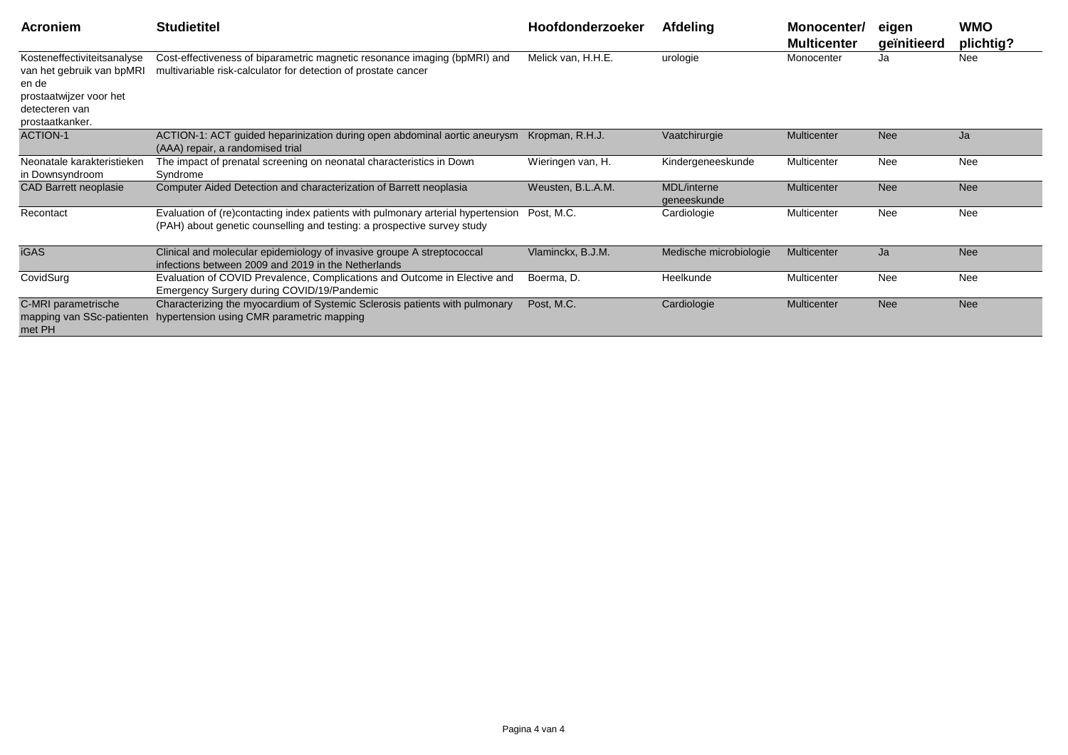| Acroniem | Studietitel | Hoofdonderzoeker | Afdeling | Monocenter/ Multicenter | eigen geïnitieerd | WMO plichtig? |
|---|---|---|---|---|---|---|
| Kosteneffectiviteitsanalyse van het gebruik van bpMRI en de prostaatwijzer voor het detecteren van prostaatkanker. | Cost-effectiveness of biparametric magnetic resonance imaging (bpMRI) and multivariable risk-calculator for detection of prostate cancer | Melick van, H.H.E. | urologie | Monocenter | Ja | Nee |
| ACTION-1 | ACTION-1: ACT guided heparinization during open abdominal aortic aneurysm (AAA) repair, a randomised trial | Kropman, R.H.J. | Vaatchirurgie | Multicenter | Nee | Ja |
| Neonatale karakteristieken in Downsyndroom | The impact of prenatal screening on neonatal characteristics in Down Syndrome | Wieringen van, H. | Kindergeneeskunde | Multicenter | Nee | Nee |
| CAD Barrett neoplasie | Computer Aided Detection and characterization of Barrett neoplasia | Weusten, B.L.A.M. | MDL/interne geneeskunde | Multicenter | Nee | Nee |
| Recontact | Evaluation of (re)contacting index patients with pulmonary arterial hypertension (PAH) about genetic counselling and testing: a prospective survey study | Post, M.C. | Cardiologie | Multicenter | Nee | Nee |
| iGAS | Clinical and molecular epidemiology of invasive groupe A streptococcal infections between 2009 and 2019 in the Netherlands | Vlaminckx, B.J.M. | Medische microbiologie | Multicenter | Ja | Nee |
| CovidSurg | Evaluation of COVID Prevalence, Complications and Outcome in Elective and Emergency Surgery during COVID/19/Pandemic | Boerma, D. | Heelkunde | Multicenter | Nee | Nee |
| C-MRI parametrische mapping van SSc-patienten met PH | Characterizing the myocardium of Systemic Sclerosis patients with pulmonary hypertension using CMR parametric mapping | Post, M.C. | Cardiologie | Multicenter | Nee | Nee |